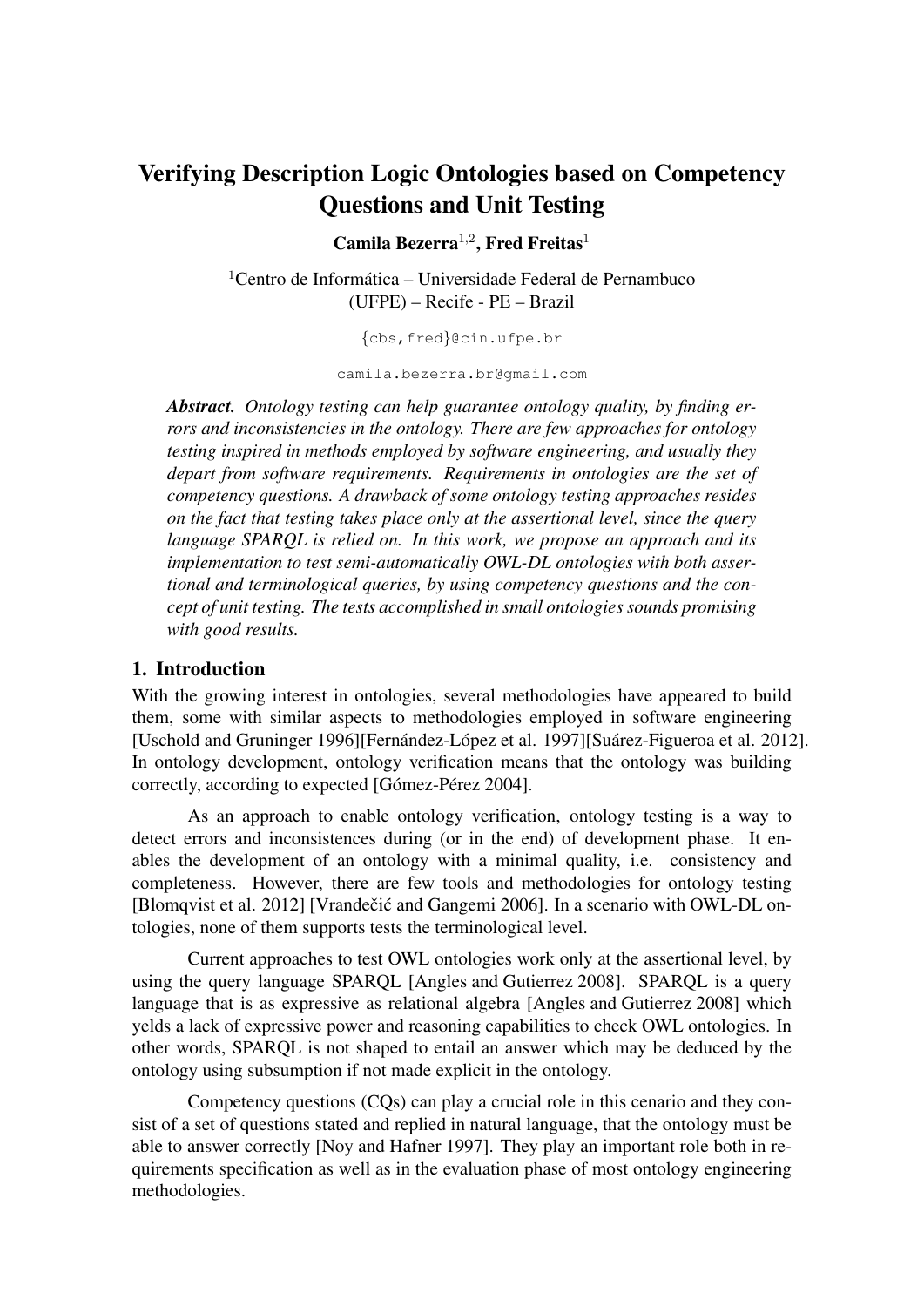# Verifying Description Logic Ontologies based on Competency Questions and Unit Testing

**Camila Bezerra[1,2], Fred Freitas[1]**

[1]Centro de Informática – Universidade Federal de Pernambuco (UFPE) – Recife - PE – Brazil

{cbs,fred}@cin.ufpe.br

camila.bezerra.br@gmail.com

***Abstract.*** *Ontology testing can help guarantee ontology quality, by finding errors and inconsistencies in the ontology. There are few approaches for ontology testing inspired in methods employed by software engineering, and usually they depart from software requirements. Requirements in ontologies are the set of competency questions. A drawback of some ontology testing approaches resides on the fact that testing takes place only at the assertional level, since the query language SPARQL is relied on. In this work, we propose an approach and its implementation to test semi-automatically OWL-DL ontologies with both assertional and terminological queries, by using competency questions and the concept of unit testing. The tests accomplished in small ontologies sounds promising with good results.*

## 1. Introduction

With the growing interest in ontologies, several methodologies have appeared to build them, some with similar aspects to methodologies employed in software engineering [Uschold and Gruninger 1996][Fernández-López et al. 1997][Suárez-Figueroa et al. 2012]. In ontology development, ontology verification means that the ontology was building correctly, according to expected [Gómez-Pérez 2004].

As an approach to enable ontology verification, ontology testing is a way to detect errors and inconsistences during (or in the end) of development phase. It enables the development of an ontology with a minimal quality, i.e. consistency and completeness. However, there are few tools and methodologies for ontology testing [Blomqvist et al. 2012] [Vrandečić and Gangemi 2006]. In a scenario with OWL-DL ontologies, none of them supports tests the terminological level.

Current approaches to test OWL ontologies work only at the assertional level, by using the query language SPARQL [Angles and Gutierrez 2008]. SPARQL is a query language that is as expressive as relational algebra [Angles and Gutierrez 2008] which yelds a lack of expressive power and reasoning capabilities to check OWL ontologies. In other words, SPARQL is not shaped to entail an answer which may be deduced by the ontology using subsumption if not made explicit in the ontology.

Competency questions (CQs) can play a crucial role in this cenario and they consist of a set of questions stated and replied in natural language, that the ontology must be able to answer correctly [Noy and Hafner 1997]. They play an important role both in requirements specification as well as in the evaluation phase of most ontology engineering methodologies.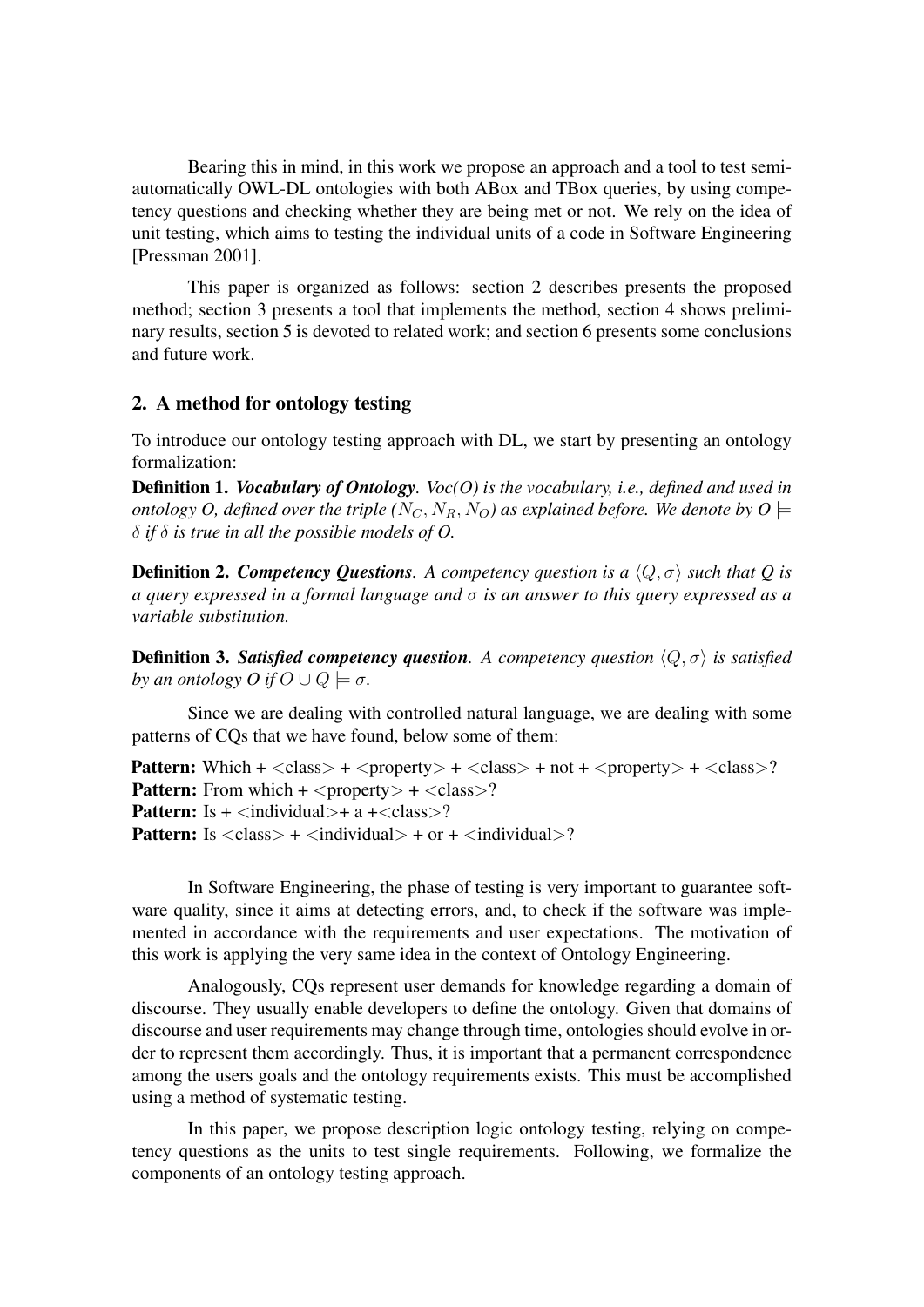Bearing this in mind, in this work we propose an approach and a tool to test semi-automatically OWL-DL ontologies with both ABox and TBox queries, by using competency questions and checking whether they are being met or not. We rely on the idea of unit testing, which aims to testing the individual units of a code in Software Engineering [Pressman 2001].

This paper is organized as follows: section 2 describes presents the proposed method; section 3 presents a tool that implements the method, section 4 shows preliminary results, section 5 is devoted to related work; and section 6 presents some conclusions and future work.

## 2. A method for ontology testing

To introduce our ontology testing approach with DL, we start by presenting an ontology formalization:

**Definition 1.** ***Vocabulary of Ontology***. *Voc(O) is the vocabulary, i.e., defined and used in ontology O, defined over the triple ($N_C, N_R, N_O$) as explained before. We denote by O $\models \delta$ if $\delta$ is true in all the possible models of O.*

**Definition 2.** ***Competency Questions***. *A competency question is a $\langle Q, \sigma \rangle$ such that Q is a query expressed in a formal language and $\sigma$ is an answer to this query expressed as a variable substitution.*

**Definition 3.** ***Satisfied competency question***. *A competency question $\langle Q, \sigma \rangle$ is satisfied by an ontology O if $O \cup Q \models \sigma$.*

Since we are dealing with controlled natural language, we are dealing with some patterns of CQs that we have found, below some of them:

**Pattern:** Which + <class> + <property> + <class> + not + <property> + <class>?
**Pattern:** From which + <property> + <class>?
**Pattern:** Is + <individual>+ a +<class>?
**Pattern:** Is <class> + <individual> + or + <individual>?

In Software Engineering, the phase of testing is very important to guarantee software quality, since it aims at detecting errors, and, to check if the software was implemented in accordance with the requirements and user expectations. The motivation of this work is applying the very same idea in the context of Ontology Engineering.

Analogously, CQs represent user demands for knowledge regarding a domain of discourse. They usually enable developers to define the ontology. Given that domains of discourse and user requirements may change through time, ontologies should evolve in order to represent them accordingly. Thus, it is important that a permanent correspondence among the users goals and the ontology requirements exists. This must be accomplished using a method of systematic testing.

In this paper, we propose description logic ontology testing, relying on competency questions as the units to test single requirements. Following, we formalize the components of an ontology testing approach.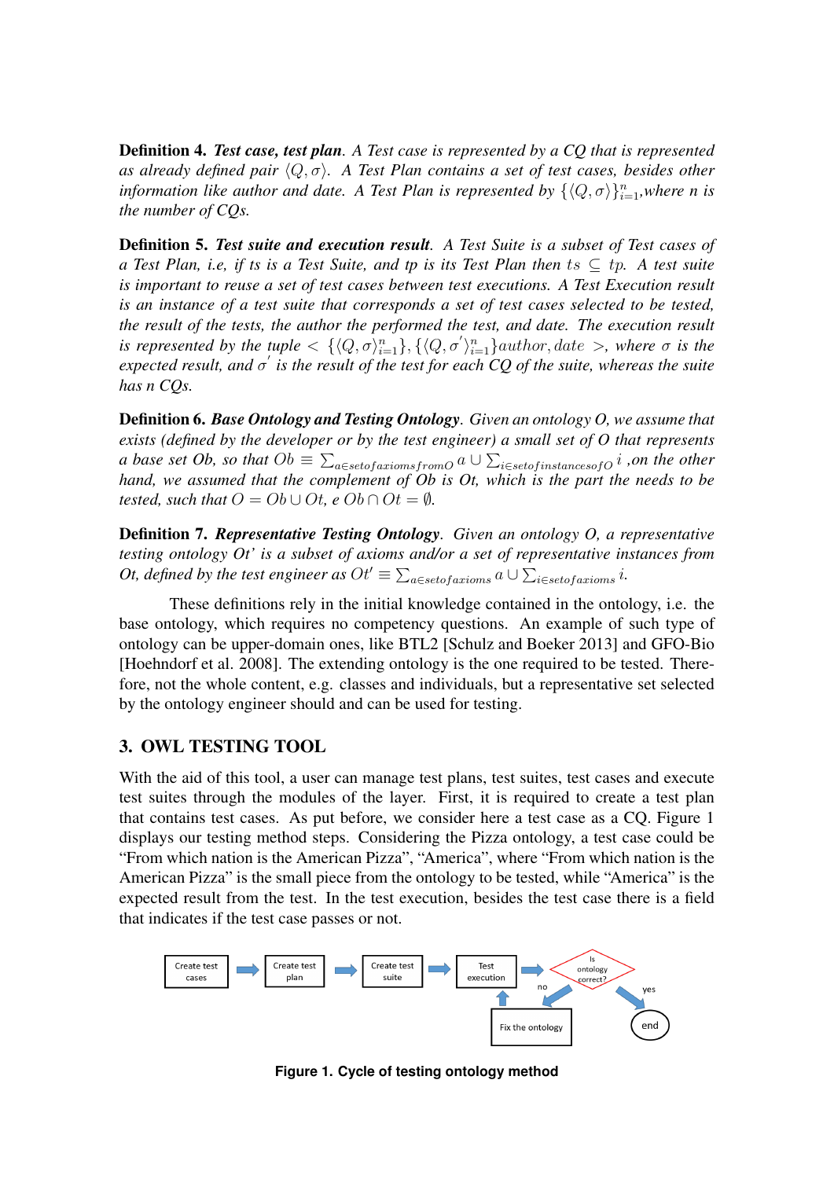**Definition 4.** ***Test case, test plan***. *A Test case is represented by a CQ that is represented as already defined pair $\langle Q, \sigma \rangle$. A Test Plan contains a set of test cases, besides other information like author and date. A Test Plan is represented by $\{\langle Q, \sigma \rangle\}_{i=1}^{n}$, where n is the number of CQs.*

**Definition 5.** ***Test suite and execution result***. *A Test Suite is a subset of Test cases of a Test Plan, i.e, if ts is a Test Suite, and tp is its Test Plan then $ts \subseteq tp$. A test suite is important to reuse a set of test cases between test executions. A Test Execution result is an instance of a test suite that corresponds a set of test cases selected to be tested, the result of the tests, the author the performed the test, and date. The execution result is represented by the tuple $< \{\langle Q, \sigma \rangle_{i=1}^{n}\}, \{\langle Q, \sigma' \rangle_{i=1}^{n}\} author, date >$, where $\sigma$ is the expected result, and $\sigma'$ is the result of the test for each CQ of the suite, whereas the suite has n CQs.*

**Definition 6.** ***Base Ontology and Testing Ontology***. *Given an ontology O, we assume that exists (defined by the developer or by the test engineer) a small set of O that represents a base set Ob, so that $Ob \equiv \sum_{a \in setofaxiomsfromO} a \cup \sum_{i \in setofinstancesofO} i$ ,on the other hand, we assumed that the complement of Ob is Ot, which is the part the needs to be tested, such that $O = Ob \cup Ot$, e $Ob \cap Ot = \emptyset$.*

**Definition 7.** ***Representative Testing Ontology***. *Given an ontology O, a representative testing ontology Ot' is a subset of axioms and/or a set of representative instances from Ot, defined by the test engineer as $Ot' \equiv \sum_{a \in setofaxioms} a \cup \sum_{i \in setofaxioms} i$.*

These definitions rely in the initial knowledge contained in the ontology, i.e. the base ontology, which requires no competency questions. An example of such type of ontology can be upper-domain ones, like BTL2 [Schulz and Boeker 2013] and GFO-Bio [Hoehndorf et al. 2008]. The extending ontology is the one required to be tested. Therefore, not the whole content, e.g. classes and individuals, but a representative set selected by the ontology engineer should and can be used for testing.

## 3. OWL TESTING TOOL

With the aid of this tool, a user can manage test plans, test suites, test cases and execute test suites through the modules of the layer. First, it is required to create a test plan that contains test cases. As put before, we consider here a test case as a CQ. Figure 1 displays our testing method steps. Considering the Pizza ontology, a test case could be "From which nation is the American Pizza", "America", where "From which nation is the American Pizza" is the small piece from the ontology to be tested, while "America" is the expected result from the test. In the test execution, besides the test case there is a field that indicates if the test case passes or not.

**Figure 1. Cycle of testing ontology method**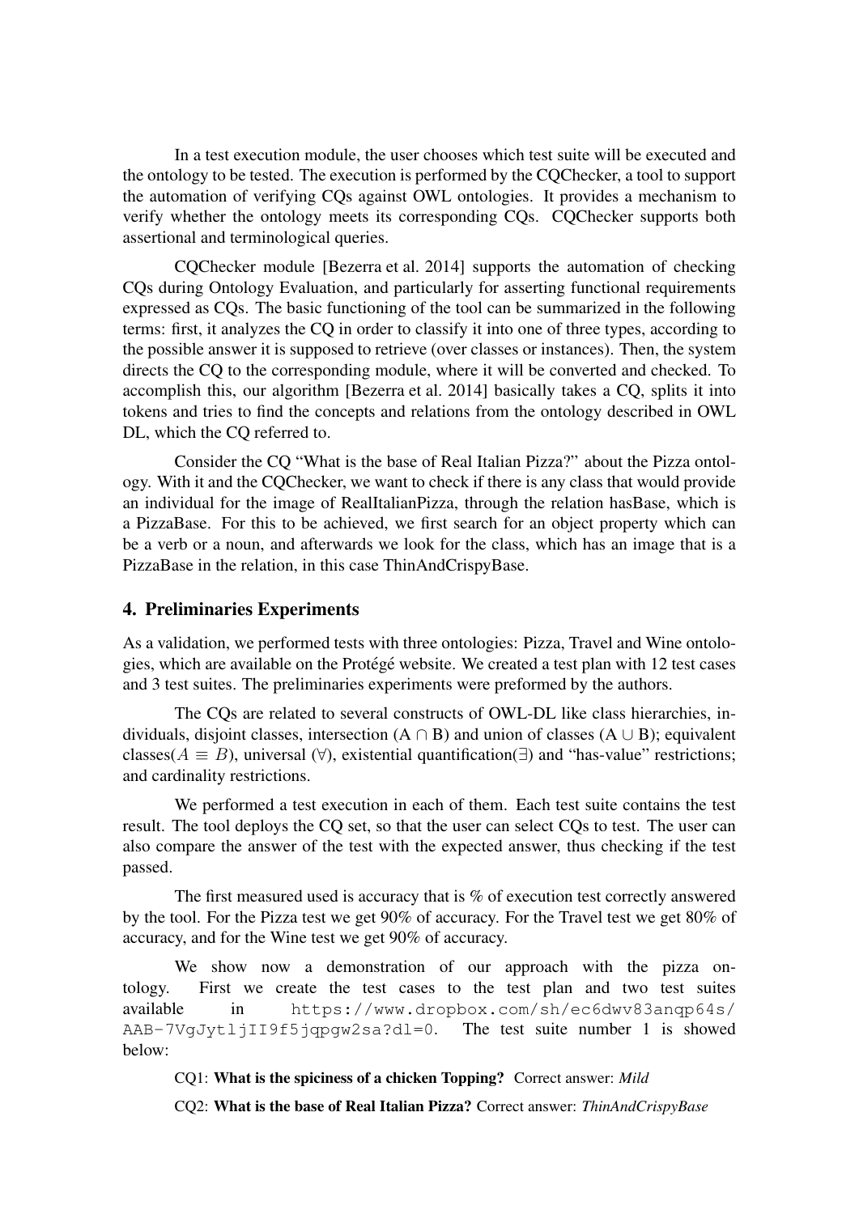In a test execution module, the user chooses which test suite will be executed and the ontology to be tested. The execution is performed by the CQChecker, a tool to support the automation of verifying CQs against OWL ontologies. It provides a mechanism to verify whether the ontology meets its corresponding CQs. CQChecker supports both assertional and terminological queries.

CQChecker module [Bezerra et al. 2014] supports the automation of checking CQs during Ontology Evaluation, and particularly for asserting functional requirements expressed as CQs. The basic functioning of the tool can be summarized in the following terms: first, it analyzes the CQ in order to classify it into one of three types, according to the possible answer it is supposed to retrieve (over classes or instances). Then, the system directs the CQ to the corresponding module, where it will be converted and checked. To accomplish this, our algorithm [Bezerra et al. 2014] basically takes a CQ, splits it into tokens and tries to find the concepts and relations from the ontology described in OWL DL, which the CQ referred to.

Consider the CQ "What is the base of Real Italian Pizza?" about the Pizza ontology. With it and the CQChecker, we want to check if there is any class that would provide an individual for the image of RealItalianPizza, through the relation hasBase, which is a PizzaBase. For this to be achieved, we first search for an object property which can be a verb or a noun, and afterwards we look for the class, which has an image that is a PizzaBase in the relation, in this case ThinAndCrispyBase.

## 4. Preliminaries Experiments

As a validation, we performed tests with three ontologies: Pizza, Travel and Wine ontologies, which are available on the Protégé website. We created a test plan with 12 test cases and 3 test suites. The preliminaries experiments were preformed by the authors.

The CQs are related to several constructs of OWL-DL like class hierarchies, individuals, disjoint classes, intersection ($A \cap B$) and union of classes ($A \cup B$); equivalent classes($A \equiv B$), universal ($\forall$), existential quantification($\exists$) and "has-value" restrictions; and cardinality restrictions.

We performed a test execution in each of them. Each test suite contains the test result. The tool deploys the CQ set, so that the user can select CQs to test. The user can also compare the answer of the test with the expected answer, thus checking if the test passed.

The first measured used is accuracy that is % of execution test correctly answered by the tool. For the Pizza test we get 90% of accuracy. For the Travel test we get 80% of accuracy, and for the Wine test we get 90% of accuracy.

We show now a demonstration of our approach with the pizza ontology. First we create the test cases to the test plan and two test suites available in `https://www.dropbox.com/sh/ec6dwv83anqp64s/AAB-7VgJytljII9f5jqpgw2sa?dl=0`. The test suite number 1 is showed below:

CQ1: **What is the spiciness of a chicken Topping?** Correct answer: *Mild*

CQ2: **What is the base of Real Italian Pizza?** Correct answer: *ThinAndCrispyBase*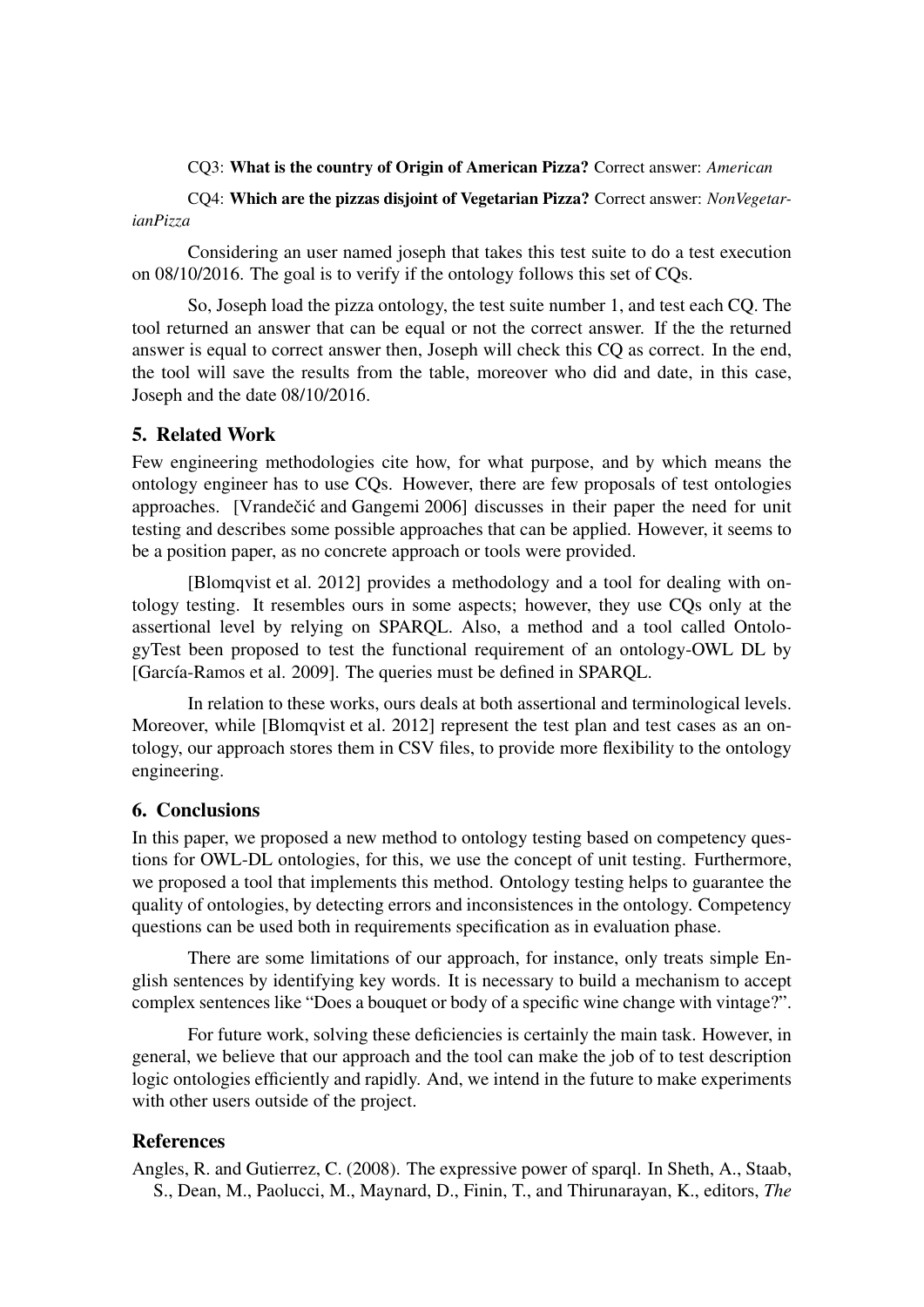CQ3: **What is the country of Origin of American Pizza?** Correct answer: *American*

CQ4: **Which are the pizzas disjoint of Vegetarian Pizza?** Correct answer: *NonVegetarianPizza*

Considering an user named joseph that takes this test suite to do a test execution on 08/10/2016. The goal is to verify if the ontology follows this set of CQs.

So, Joseph load the pizza ontology, the test suite number 1, and test each CQ. The tool returned an answer that can be equal or not the correct answer. If the the returned answer is equal to correct answer then, Joseph will check this CQ as correct. In the end, the tool will save the results from the table, moreover who did and date, in this case, Joseph and the date 08/10/2016.

## 5. Related Work

Few engineering methodologies cite how, for what purpose, and by which means the ontology engineer has to use CQs. However, there are few proposals of test ontologies approaches. [Vrandečić and Gangemi 2006] discusses in their paper the need for unit testing and describes some possible approaches that can be applied. However, it seems to be a position paper, as no concrete approach or tools were provided.

[Blomqvist et al. 2012] provides a methodology and a tool for dealing with ontology testing. It resembles ours in some aspects; however, they use CQs only at the assertional level by relying on SPARQL. Also, a method and a tool called OntologyTest been proposed to test the functional requirement of an ontology-OWL DL by [García-Ramos et al. 2009]. The queries must be defined in SPARQL.

In relation to these works, ours deals at both assertional and terminological levels. Moreover, while [Blomqvist et al. 2012] represent the test plan and test cases as an ontology, our approach stores them in CSV files, to provide more flexibility to the ontology engineering.

## 6. Conclusions

In this paper, we proposed a new method to ontology testing based on competency questions for OWL-DL ontologies, for this, we use the concept of unit testing. Furthermore, we proposed a tool that implements this method. Ontology testing helps to guarantee the quality of ontologies, by detecting errors and inconsistences in the ontology. Competency questions can be used both in requirements specification as in evaluation phase.

There are some limitations of our approach, for instance, only treats simple English sentences by identifying key words. It is necessary to build a mechanism to accept complex sentences like "Does a bouquet or body of a specific wine change with vintage?".

For future work, solving these deficiencies is certainly the main task. However, in general, we believe that our approach and the tool can make the job of to test description logic ontologies efficiently and rapidly. And, we intend in the future to make experiments with other users outside of the project.

## References

Angles, R. and Gutierrez, C. (2008). The expressive power of sparql. In Sheth, A., Staab, S., Dean, M., Paolucci, M., Maynard, D., Finin, T., and Thirunarayan, K., editors, *The*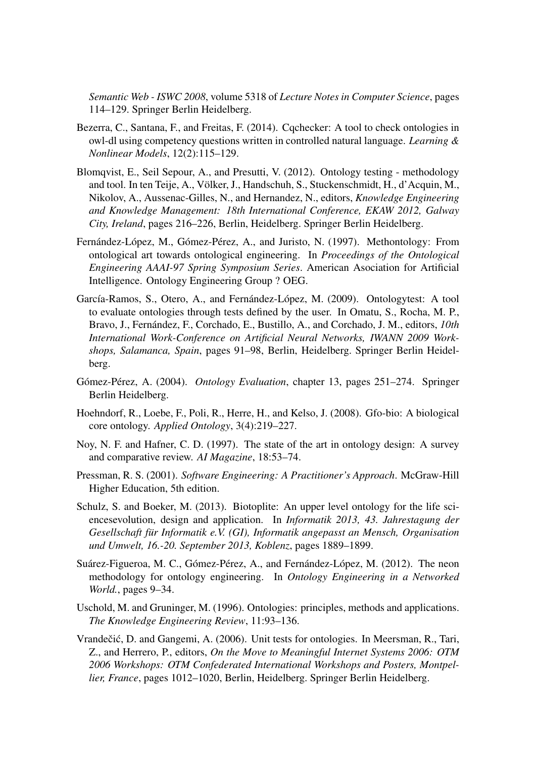*Semantic Web - ISWC 2008*, volume 5318 of *Lecture Notes in Computer Science*, pages 114–129. Springer Berlin Heidelberg.

Bezerra, C., Santana, F., and Freitas, F. (2014). Cqchecker: A tool to check ontologies in owl-dl using competency questions written in controlled natural language. *Learning & Nonlinear Models*, 12(2):115–129.

Blomqvist, E., Seil Sepour, A., and Presutti, V. (2012). Ontology testing - methodology and tool. In ten Teije, A., Völker, J., Handschuh, S., Stuckenschmidt, H., d'Acquin, M., Nikolov, A., Aussenac-Gilles, N., and Hernandez, N., editors, *Knowledge Engineering and Knowledge Management: 18th International Conference, EKAW 2012, Galway City, Ireland*, pages 216–226, Berlin, Heidelberg. Springer Berlin Heidelberg.

Fernández-López, M., Gómez-Pérez, A., and Juristo, N. (1997). Methontology: From ontological art towards ontological engineering. In *Proceedings of the Ontological Engineering AAAI-97 Spring Symposium Series*. American Asociation for Artificial Intelligence. Ontology Engineering Group ? OEG.

García-Ramos, S., Otero, A., and Fernández-López, M. (2009). Ontologytest: A tool to evaluate ontologies through tests defined by the user. In Omatu, S., Rocha, M. P., Bravo, J., Fernández, F., Corchado, E., Bustillo, A., and Corchado, J. M., editors, *10th International Work-Conference on Artificial Neural Networks, IWANN 2009 Workshops, Salamanca, Spain*, pages 91–98, Berlin, Heidelberg. Springer Berlin Heidelberg.

Gómez-Pérez, A. (2004). *Ontology Evaluation*, chapter 13, pages 251–274. Springer Berlin Heidelberg.

Hoehndorf, R., Loebe, F., Poli, R., Herre, H., and Kelso, J. (2008). Gfo-bio: A biological core ontology. *Applied Ontology*, 3(4):219–227.

Noy, N. F. and Hafner, C. D. (1997). The state of the art in ontology design: A survey and comparative review. *AI Magazine*, 18:53–74.

Pressman, R. S. (2001). *Software Engineering: A Practitioner's Approach*. McGraw-Hill Higher Education, 5th edition.

Schulz, S. and Boeker, M. (2013). Biotoplite: An upper level ontology for the life sciencesevolution, design and application. In *Informatik 2013, 43. Jahrestagung der Gesellschaft für Informatik e.V. (GI), Informatik angepasst an Mensch, Organisation und Umwelt, 16.-20. September 2013, Koblenz*, pages 1889–1899.

Suárez-Figueroa, M. C., Gómez-Pérez, A., and Fernández-López, M. (2012). The neon methodology for ontology engineering. In *Ontology Engineering in a Networked World.*, pages 9–34.

Uschold, M. and Gruninger, M. (1996). Ontologies: principles, methods and applications. *The Knowledge Engineering Review*, 11:93–136.

Vrandečić, D. and Gangemi, A. (2006). Unit tests for ontologies. In Meersman, R., Tari, Z., and Herrero, P., editors, *On the Move to Meaningful Internet Systems 2006: OTM 2006 Workshops: OTM Confederated International Workshops and Posters, Montpellier, France*, pages 1012–1020, Berlin, Heidelberg. Springer Berlin Heidelberg.